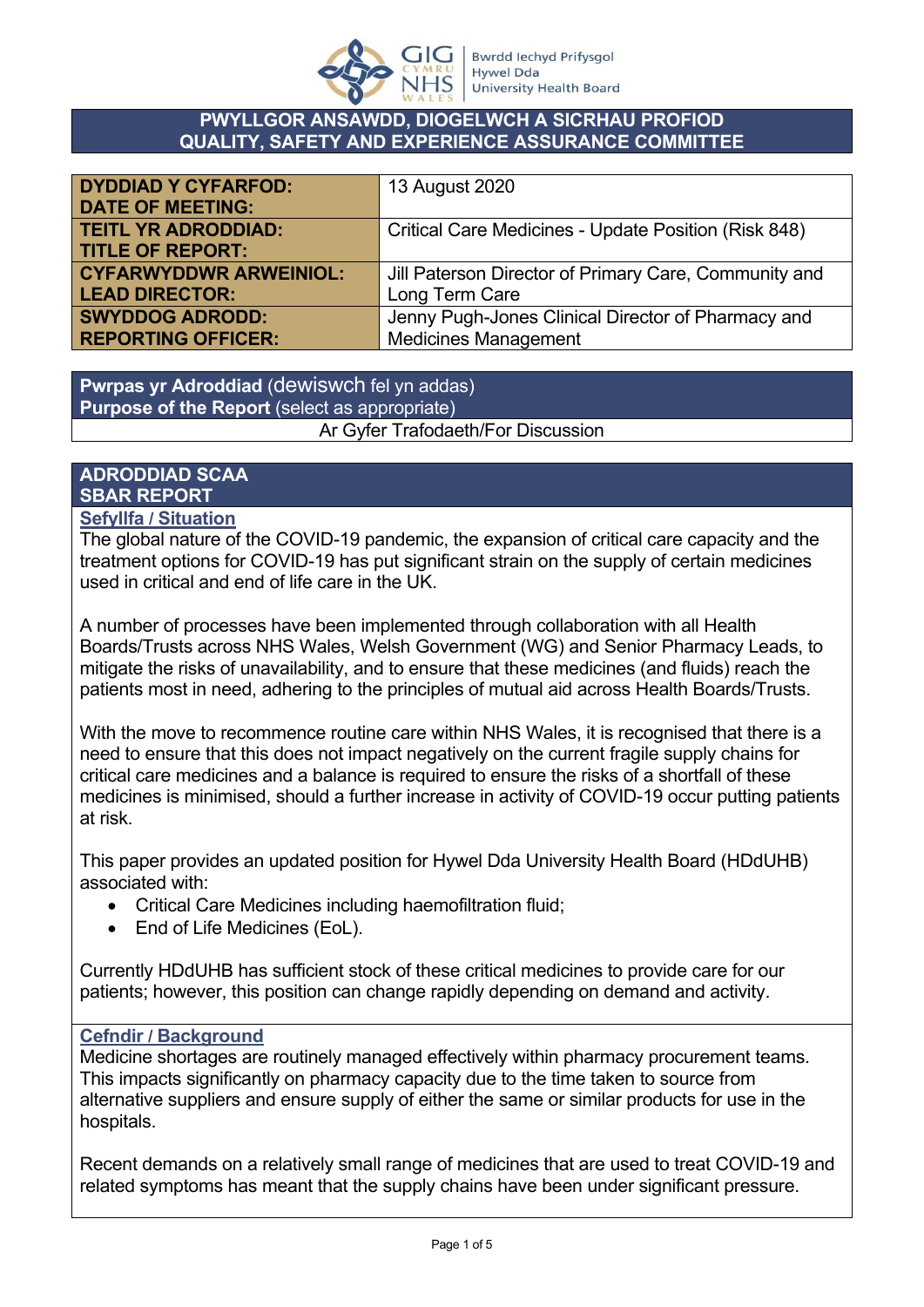**PWYLLGOR ANSAWDD, DIOGELWCH A SICRHAU PROFIOD**
**QUALITY, SAFETY AND EXPERIENCE ASSURANCE COMMITTEE**

| | |
|---|---|
| **DYDDIAD Y CYFARFOD: DATE OF MEETING:** | 13 August 2020 |
| **TEITL YR ADRODDIAD: TITLE OF REPORT:** | Critical Care Medicines - Update Position (Risk 848) |
| **CYFARWYDDWR ARWEINIOL: LEAD DIRECTOR:** | Jill Paterson Director of Primary Care, Community and Long Term Care |
| **SWYDDOG ADRODD: REPORTING OFFICER:** | Jenny Pugh-Jones Clinical Director of Pharmacy and Medicines Management |

**Pwrpas yr Adroddiad** (dewiswch fel yn addas)
**Purpose of the Report** (select as appropriate)

Ar Gyfer Trafodaeth/For Discussion

## ADRODDIAD SCAA
## SBAR REPORT

### Sefyllfa / Situation

The global nature of the COVID-19 pandemic, the expansion of critical care capacity and the treatment options for COVID-19 has put significant strain on the supply of certain medicines used in critical and end of life care in the UK.

A number of processes have been implemented through collaboration with all Health Boards/Trusts across NHS Wales, Welsh Government (WG) and Senior Pharmacy Leads, to mitigate the risks of unavailability, and to ensure that these medicines (and fluids) reach the patients most in need, adhering to the principles of mutual aid across Health Boards/Trusts.

With the move to recommence routine care within NHS Wales, it is recognised that there is a need to ensure that this does not impact negatively on the current fragile supply chains for critical care medicines and a balance is required to ensure the risks of a shortfall of these medicines is minimised, should a further increase in activity of COVID-19 occur putting patients at risk.

This paper provides an updated position for Hywel Dda University Health Board (HDdUHB) associated with:

- Critical Care Medicines including haemofiltration fluid;
- End of Life Medicines (EoL).

Currently HDdUHB has sufficient stock of these critical medicines to provide care for our patients; however, this position can change rapidly depending on demand and activity.

### Cefndir / Background

Medicine shortages are routinely managed effectively within pharmacy procurement teams. This impacts significantly on pharmacy capacity due to the time taken to source from alternative suppliers and ensure supply of either the same or similar products for use in the hospitals.

Recent demands on a relatively small range of medicines that are used to treat COVID-19 and related symptoms has meant that the supply chains have been under significant pressure.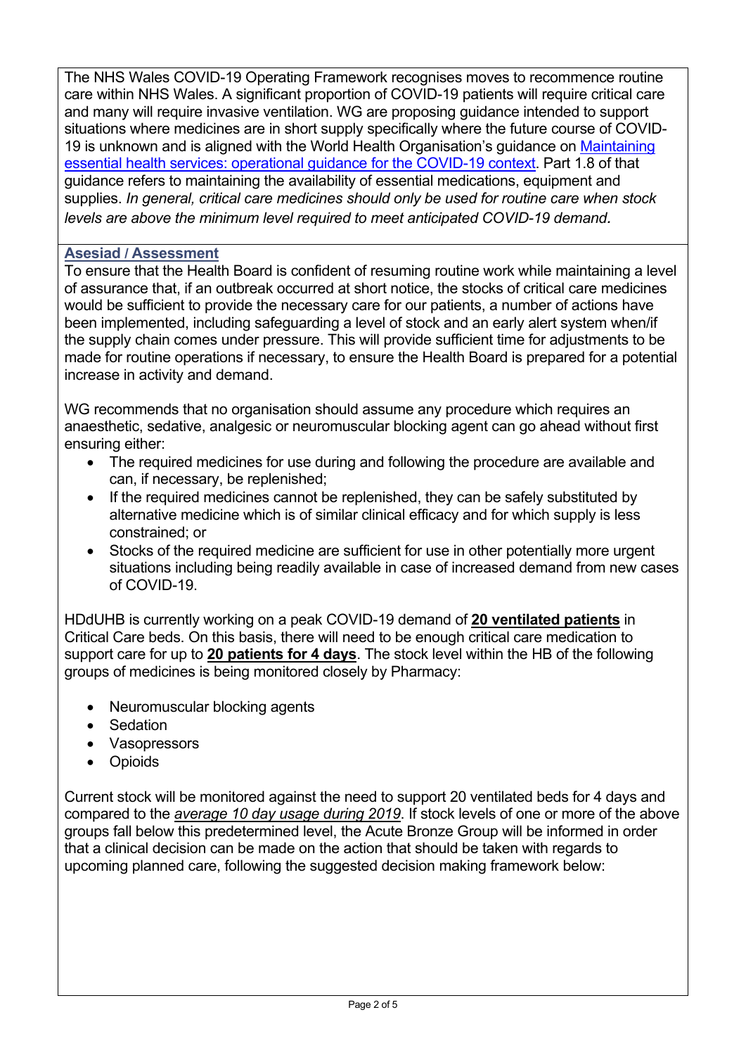The NHS Wales COVID-19 Operating Framework recognises moves to recommence routine care within NHS Wales. A significant proportion of COVID-19 patients will require critical care and many will require invasive ventilation. WG are proposing guidance intended to support situations where medicines are in short supply specifically where the future course of COVID-19 is unknown and is aligned with the World Health Organisation's guidance on [Maintaining essential health services: operational guidance for the COVID-19 context](). Part 1.8 of that guidance refers to maintaining the availability of essential medications, equipment and supplies. *In general, critical care medicines should only be used for routine care when stock levels are above the minimum level required to meet anticipated COVID-19 demand.*

## Asesiad / Assessment

To ensure that the Health Board is confident of resuming routine work while maintaining a level of assurance that, if an outbreak occurred at short notice, the stocks of critical care medicines would be sufficient to provide the necessary care for our patients, a number of actions have been implemented, including safeguarding a level of stock and an early alert system when/if the supply chain comes under pressure. This will provide sufficient time for adjustments to be made for routine operations if necessary, to ensure the Health Board is prepared for a potential increase in activity and demand.

WG recommends that no organisation should assume any procedure which requires an anaesthetic, sedative, analgesic or neuromuscular blocking agent can go ahead without first ensuring either:

- The required medicines for use during and following the procedure are available and can, if necessary, be replenished;
- If the required medicines cannot be replenished, they can be safely substituted by alternative medicine which is of similar clinical efficacy and for which supply is less constrained; or
- Stocks of the required medicine are sufficient for use in other potentially more urgent situations including being readily available in case of increased demand from new cases of COVID-19.

HDdUHB is currently working on a peak COVID-19 demand of **20 ventilated patients** in Critical Care beds. On this basis, there will need to be enough critical care medication to support care for up to **20 patients for 4 days**. The stock level within the HB of the following groups of medicines is being monitored closely by Pharmacy:

- Neuromuscular blocking agents
- Sedation
- Vasopressors
- Opioids

Current stock will be monitored against the need to support 20 ventilated beds for 4 days and compared to the *average 10 day usage during 2019*. If stock levels of one or more of the above groups fall below this predetermined level, the Acute Bronze Group will be informed in order that a clinical decision can be made on the action that should be taken with regards to upcoming planned care, following the suggested decision making framework below: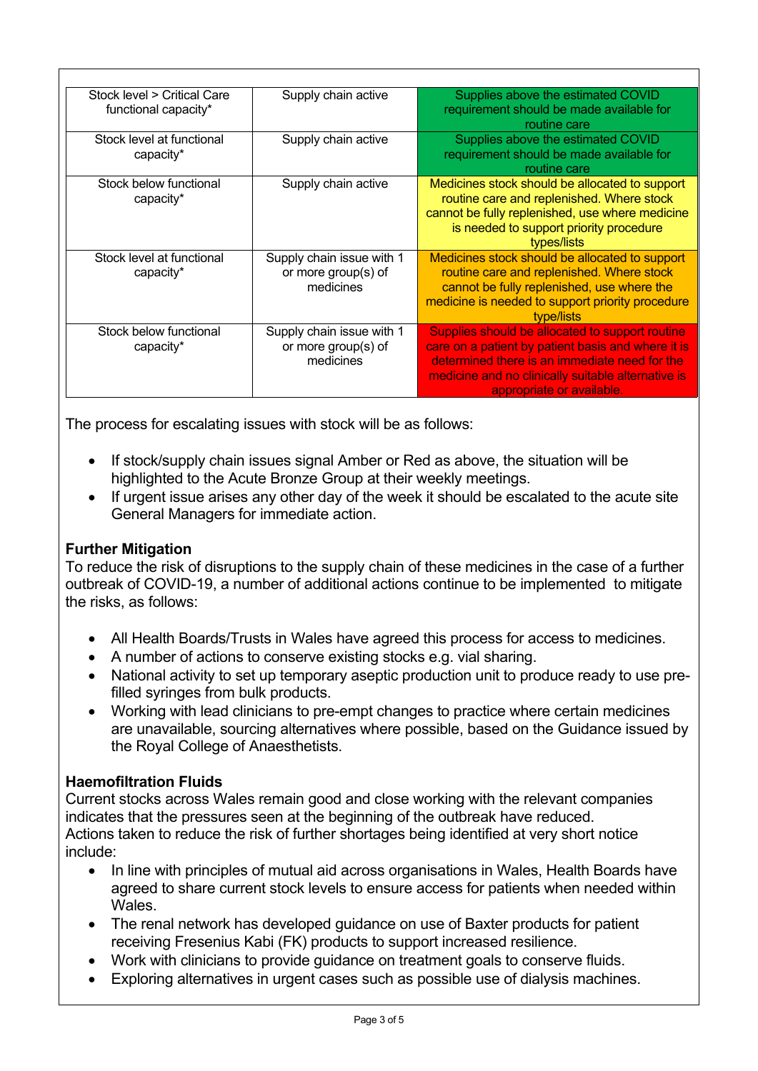| Stock level > Critical Care functional capacity* | Supply chain active | Supplies above the estimated COVID requirement should be made available for routine care |
|---|---|---|
| Stock level at functional capacity* | Supply chain active | Supplies above the estimated COVID requirement should be made available for routine care |
| Stock below functional capacity* | Supply chain active | Medicines stock should be allocated to support routine care and replenished. Where stock cannot be fully replenished, use where medicine is needed to support priority procedure types/lists |
| Stock level at functional capacity* | Supply chain issue with 1 or more group(s) of medicines | Medicines stock should be allocated to support routine care and replenished. Where stock cannot be fully replenished, use where the medicine is needed to support priority procedure type/lists |
| Stock below functional capacity* | Supply chain issue with 1 or more group(s) of medicines | Supplies should be allocated to support routine care on a patient by patient basis and where it is determined there is an immediate need for the medicine and no clinically suitable alternative is appropriate or available. |

The process for escalating issues with stock will be as follows:

- If stock/supply chain issues signal Amber or Red as above, the situation will be highlighted to the Acute Bronze Group at their weekly meetings.
- If urgent issue arises any other day of the week it should be escalated to the acute site General Managers for immediate action.

**Further Mitigation**

To reduce the risk of disruptions to the supply chain of these medicines in the case of a further outbreak of COVID-19, a number of additional actions continue to be implemented to mitigate the risks, as follows:

- All Health Boards/Trusts in Wales have agreed this process for access to medicines.
- A number of actions to conserve existing stocks e.g. vial sharing.
- National activity to set up temporary aseptic production unit to produce ready to use pre-filled syringes from bulk products.
- Working with lead clinicians to pre-empt changes to practice where certain medicines are unavailable, sourcing alternatives where possible, based on the Guidance issued by the Royal College of Anaesthetists.

**Haemofiltration Fluids**

Current stocks across Wales remain good and close working with the relevant companies indicates that the pressures seen at the beginning of the outbreak have reduced.
Actions taken to reduce the risk of further shortages being identified at very short notice include:

- In line with principles of mutual aid across organisations in Wales, Health Boards have agreed to share current stock levels to ensure access for patients when needed within Wales.
- The renal network has developed guidance on use of Baxter products for patient receiving Fresenius Kabi (FK) products to support increased resilience.
- Work with clinicians to provide guidance on treatment goals to conserve fluids.
- Exploring alternatives in urgent cases such as possible use of dialysis machines.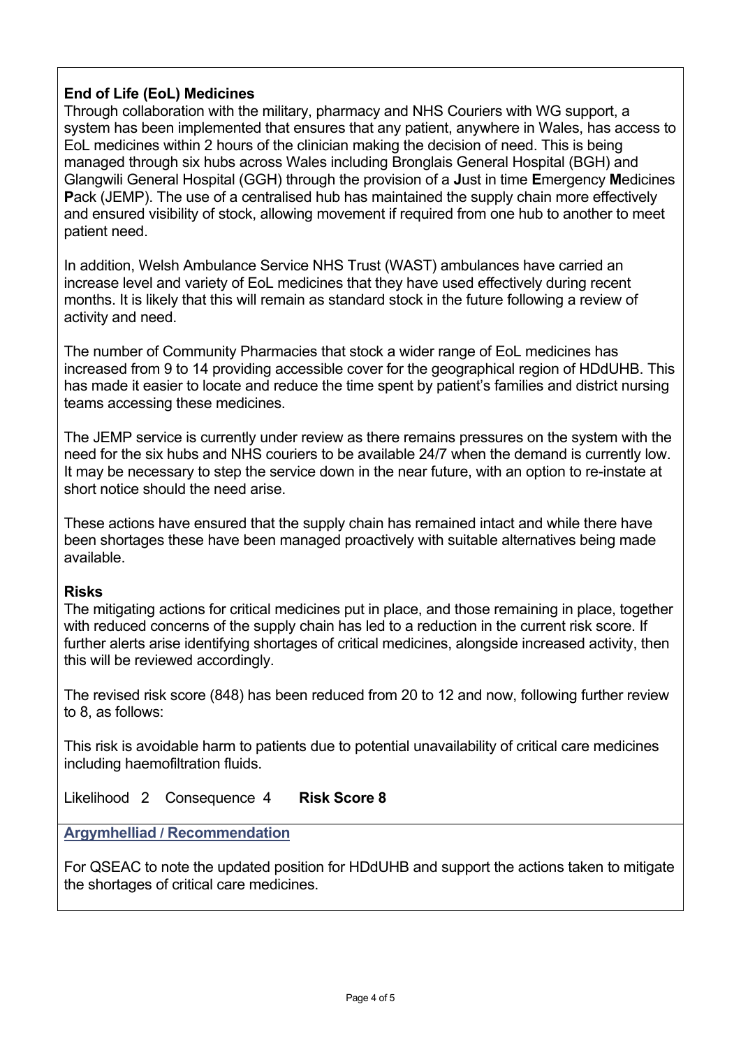**End of Life (EoL) Medicines**

Through collaboration with the military, pharmacy and NHS Couriers with WG support, a system has been implemented that ensures that any patient, anywhere in Wales, has access to EoL medicines within 2 hours of the clinician making the decision of need. This is being managed through six hubs across Wales including Bronglais General Hospital (BGH) and Glangwili General Hospital (GGH) through the provision of a **J**ust in time **E**mergency **M**edicines **P**ack (JEMP). The use of a centralised hub has maintained the supply chain more effectively and ensured visibility of stock, allowing movement if required from one hub to another to meet patient need.

In addition, Welsh Ambulance Service NHS Trust (WAST) ambulances have carried an increase level and variety of EoL medicines that they have used effectively during recent months. It is likely that this will remain as standard stock in the future following a review of activity and need.

The number of Community Pharmacies that stock a wider range of EoL medicines has increased from 9 to 14 providing accessible cover for the geographical region of HDdUHB. This has made it easier to locate and reduce the time spent by patient's families and district nursing teams accessing these medicines.

The JEMP service is currently under review as there remains pressures on the system with the need for the six hubs and NHS couriers to be available 24/7 when the demand is currently low. It may be necessary to step the service down in the near future, with an option to re-instate at short notice should the need arise.

These actions have ensured that the supply chain has remained intact and while there have been shortages these have been managed proactively with suitable alternatives being made available.

**Risks**

The mitigating actions for critical medicines put in place, and those remaining in place, together with reduced concerns of the supply chain has led to a reduction in the current risk score. If further alerts arise identifying shortages of critical medicines, alongside increased activity, then this will be reviewed accordingly.

The revised risk score (848) has been reduced from 20 to 12 and now, following further review to 8, as follows:

This risk is avoidable harm to patients due to potential unavailability of critical care medicines including haemofiltration fluids.

Likelihood 2 Consequence 4 **Risk Score 8**

**Argymhelliad / Recommendation**

For QSEAC to note the updated position for HDdUHB and support the actions taken to mitigate the shortages of critical care medicines.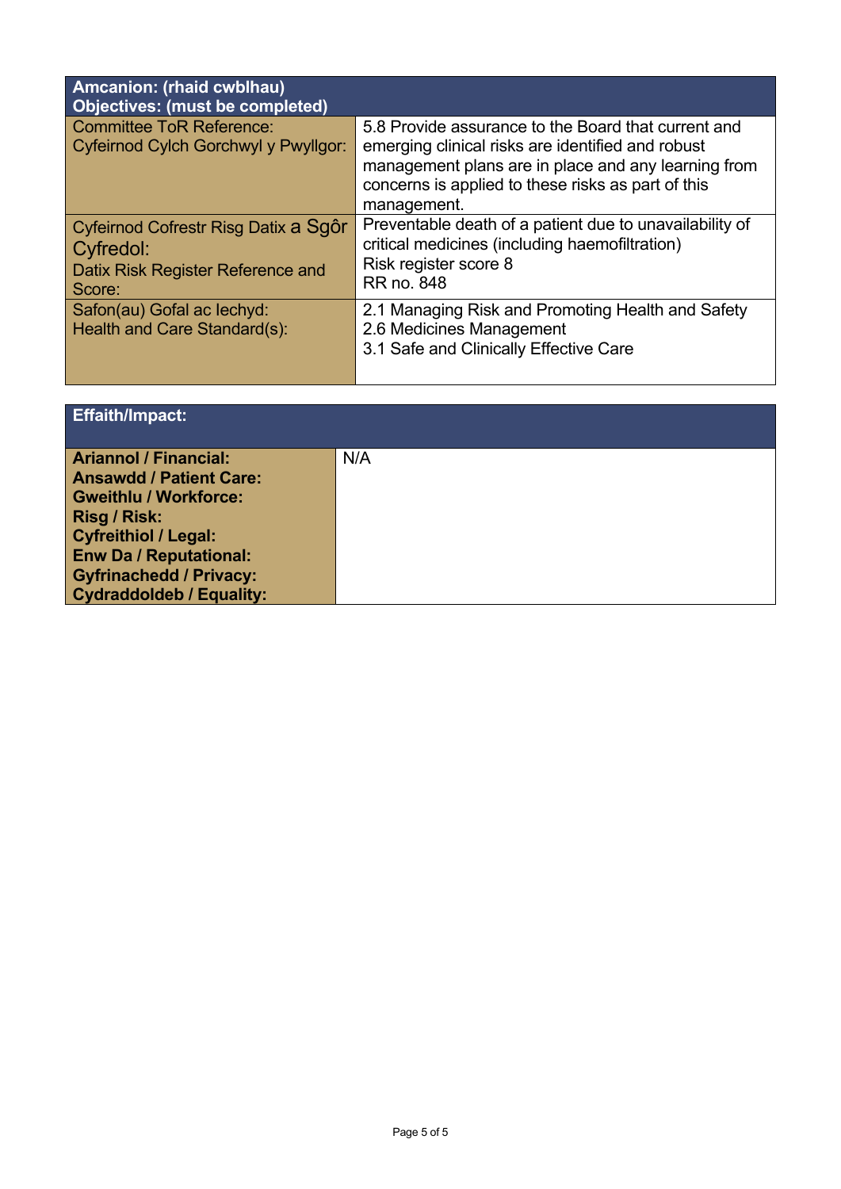| Amcanion: (rhaid cwblhau)<br>Objectives: (must be completed) | |
|---|---|
| Committee ToR Reference:<br>Cyfeirnod Cylch Gorchwyl y Pwyllgor: | 5.8 Provide assurance to the Board that current and emerging clinical risks are identified and robust management plans are in place and any learning from concerns is applied to these risks as part of this management. |
| Cyfeirnod Cofrestr Risg Datix a Sgôr Cyfredol:<br>Datix Risk Register Reference and Score: | Preventable death of a patient due to unavailability of critical medicines (including haemofiltration)<br>Risk register score 8<br>RR no. 848 |
| Safon(au) Gofal ac Iechyd:<br>Health and Care Standard(s): | 2.1 Managing Risk and Promoting Health and Safety<br>2.6 Medicines Management<br>3.1 Safe and Clinically Effective Care |

| Effaith/Impact: | |
|---|---|
| **Ariannol / Financial:**<br>**Ansawdd / Patient Care:**<br>**Gweithlu / Workforce:**<br>**Risg / Risk:**<br>**Cyfreithiol / Legal:**<br>**Enw Da / Reputational:**<br>**Gyfrinachedd / Privacy:**<br>**Cydraddoldeb / Equality:** | N/A |